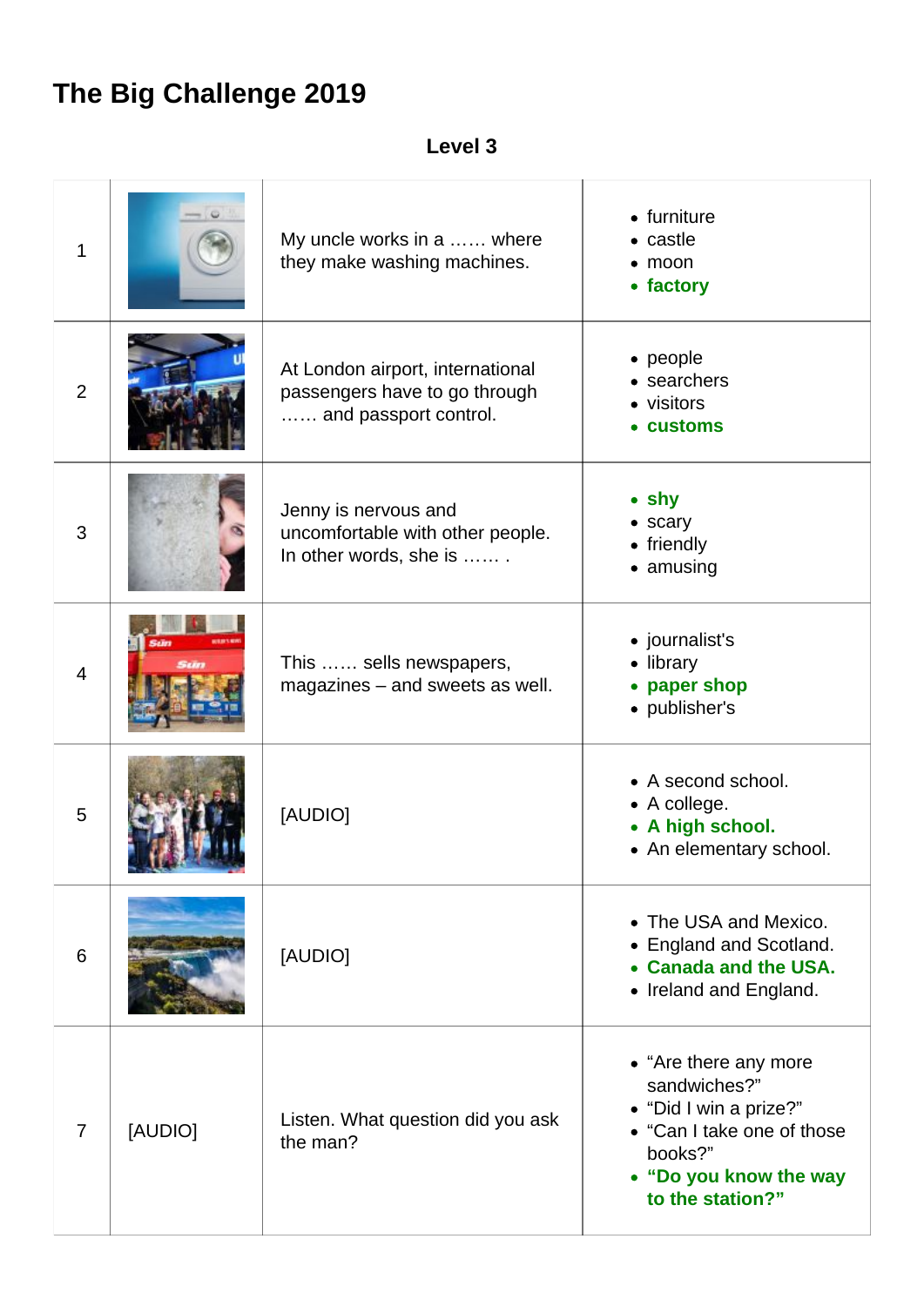# The Big Challenge 2019

**Level 3**

| | | | |
|---|---|---|---|
| 1 | | My uncle works in a …… where they make washing machines. | • furniture<br>• castle<br>• moon<br>• **factory** |
| 2 | | At London airport, international passengers have to go through …… and passport control. | • people<br>• searchers<br>• visitors<br>• **customs** |
| 3 | | Jenny is nervous and uncomfortable with other people. In other words, she is …… . | • **shy**<br>• scary<br>• friendly<br>• amusing |
| 4 | | This …… sells newspapers, magazines – and sweets as well. | • journalist's<br>• library<br>• **paper shop**<br>• publisher's |
| 5 | | [AUDIO] | • A second school.<br>• A college.<br>• **A high school.**<br>• An elementary school. |
| 6 | | [AUDIO] | • The USA and Mexico.<br>• England and Scotland.<br>• **Canada and the USA.**<br>• Ireland and England. |
| 7 | [AUDIO] | Listen. What question did you ask the man? | • "Are there any more sandwiches?"<br>• "Did I win a prize?"<br>• "Can I take one of those books?"<br>• **"Do you know the way to the station?"** |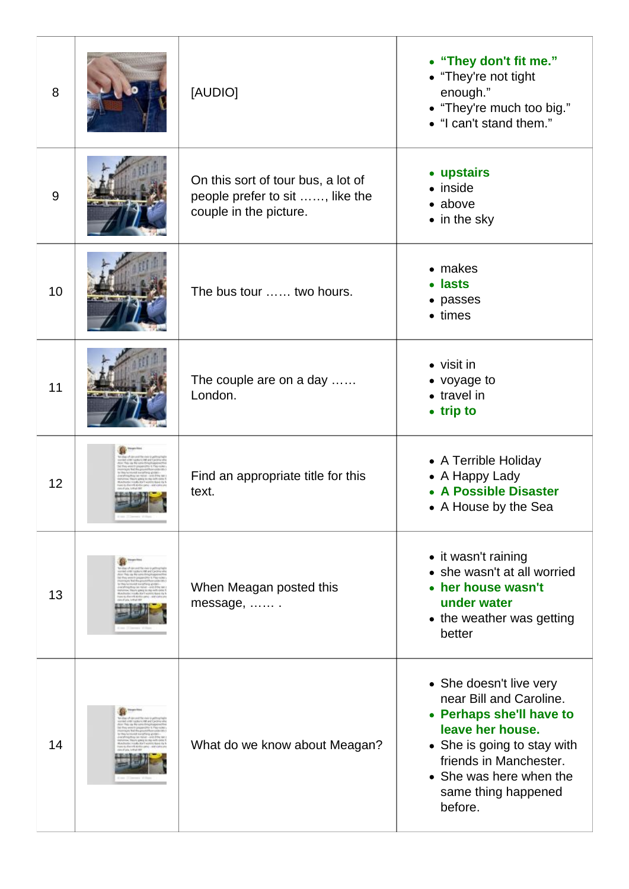| | | | |
|---|---|---|---|
| 8 | | [AUDIO] | • **"They don't fit me."**<br>• "They're not tight enough."<br>• "They're much too big."<br>• "I can't stand them." |
| 9 | | On this sort of tour bus, a lot of people prefer to sit ……, like the couple in the picture. | • **upstairs**<br>• inside<br>• above<br>• in the sky |
| 10 | | The bus tour …… two hours. | • makes<br>• **lasts**<br>• passes<br>• times |
| 11 | | The couple are on a day …… London. | • visit in<br>• voyage to<br>• travel in<br>• **trip to** |
| 12 | | Find an appropriate title for this text. | • A Terrible Holiday<br>• A Happy Lady<br>• **A Possible Disaster**<br>• A House by the Sea |
| 13 | | When Meagan posted this message, …… . | • it wasn't raining<br>• she wasn't at all worried<br>• **her house wasn't under water**<br>• the weather was getting better |
| 14 | | What do we know about Meagan? | • She doesn't live very near Bill and Caroline.<br>• **Perhaps she'll have to leave her house.**<br>• She is going to stay with friends in Manchester.<br>• She was here when the same thing happened before. |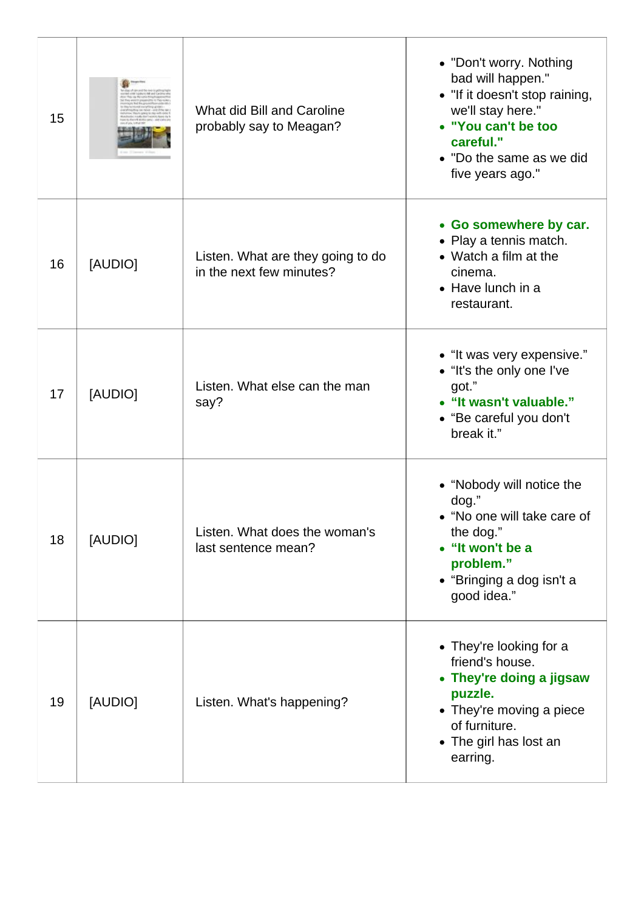| 15 | | What did Bill and Caroline probably say to Meagan? | • "Don't worry. Nothing bad will happen." <br> • "If it doesn't stop raining, we'll stay here." <br> • **"You can't be too careful."** <br> • "Do the same as we did five years ago." |
|---|---|---|---|
| 16 | [AUDIO] | Listen. What are they going to do in the next few minutes? | • **Go somewhere by car.** <br> • Play a tennis match. <br> • Watch a film at the cinema. <br> • Have lunch in a restaurant. |
| 17 | [AUDIO] | Listen. What else can the man say? | • "It was very expensive." <br> • "It's the only one I've got." <br> • **"It wasn't valuable."** <br> • "Be careful you don't break it." |
| 18 | [AUDIO] | Listen. What does the woman's last sentence mean? | • "Nobody will notice the dog." <br> • "No one will take care of the dog." <br> • **"It won't be a problem."** <br> • "Bringing a dog isn't a good idea." |
| 19 | [AUDIO] | Listen. What's happening? | • They're looking for a friend's house. <br> • **They're doing a jigsaw puzzle.** <br> • They're moving a piece of furniture. <br> • The girl has lost an earring. |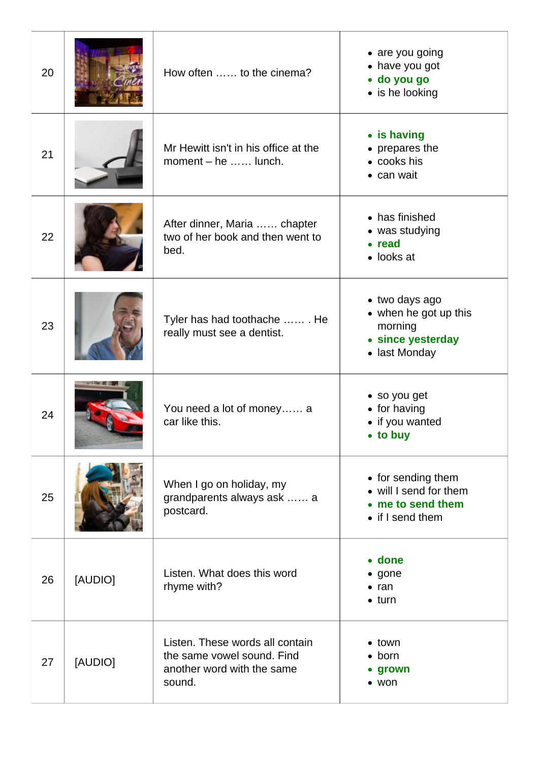| | | | |
|---|---|---|---|
| 20 | | How often …… to the cinema? | • are you going<br>• have you got<br>• **do you go**<br>• is he looking |
| 21 | | Mr Hewitt isn't in his office at the moment – he …… lunch. | • **is having**<br>• prepares the<br>• cooks his<br>• can wait |
| 22 | | After dinner, Maria …… chapter two of her book and then went to bed. | • has finished<br>• was studying<br>• **read**<br>• looks at |
| 23 | | Tyler has had toothache …… . He really must see a dentist. | • two days ago<br>• when he got up this morning<br>• **since yesterday**<br>• last Monday |
| 24 | | You need a lot of money…… a car like this. | • so you get<br>• for having<br>• if you wanted<br>• **to buy** |
| 25 | | When I go on holiday, my grandparents always ask …… a postcard. | • for sending them<br>• will I send for them<br>• **me to send them**<br>• if I send them |
| 26 | [AUDIO] | Listen. What does this word rhyme with? | • **done**<br>• gone<br>• ran<br>• turn |
| 27 | [AUDIO] | Listen. These words all contain the same vowel sound. Find another word with the same sound. | • town<br>• born<br>• **grown**<br>• won |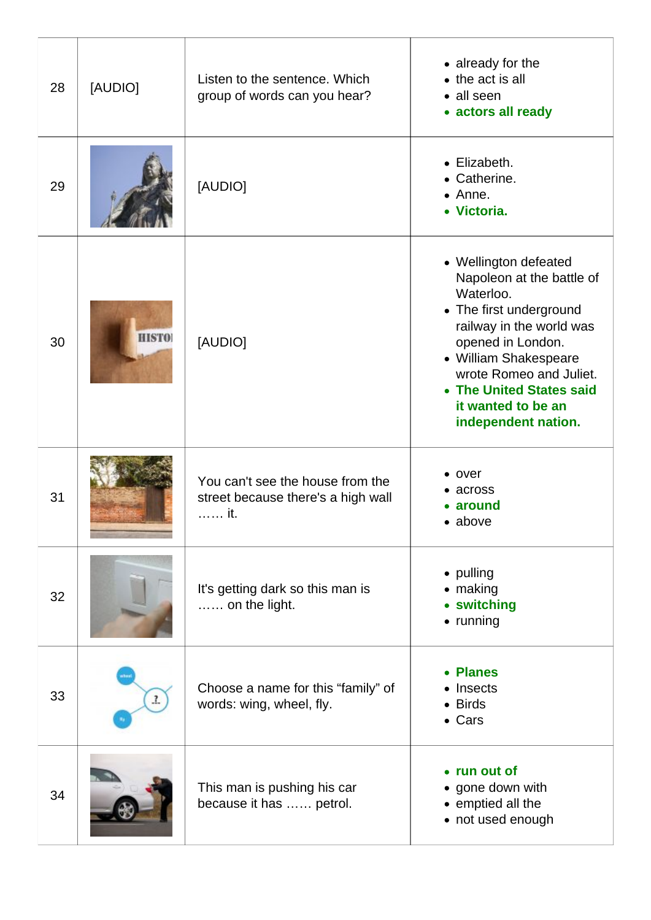| 28 | [AUDIO] | Listen to the sentence. Which group of words can you hear? | • already for the<br>• the act is all<br>• all seen<br>• **actors all ready** |
|---|---|---|---|
| 29 | | [AUDIO] | • Elizabeth.<br>• Catherine.<br>• Anne.<br>• **Victoria.** |
| 30 | | [AUDIO] | • Wellington defeated Napoleon at the battle of Waterloo.<br>• The first underground railway in the world was opened in London.<br>• William Shakespeare wrote Romeo and Juliet.<br>• **The United States said it wanted to be an independent nation.** |
| 31 | | You can't see the house from the street because there's a high wall …… it. | • over<br>• across<br>• **around**<br>• above |
| 32 | | It's getting dark so this man is …… on the light. | • pulling<br>• making<br>• **switching**<br>• running |
| 33 | | Choose a name for this "family" of words: wing, wheel, fly. | • **Planes**<br>• Insects<br>• Birds<br>• Cars |
| 34 | | This man is pushing his car because it has …… petrol. | • **run out of**<br>• gone down with<br>• emptied all the<br>• not used enough |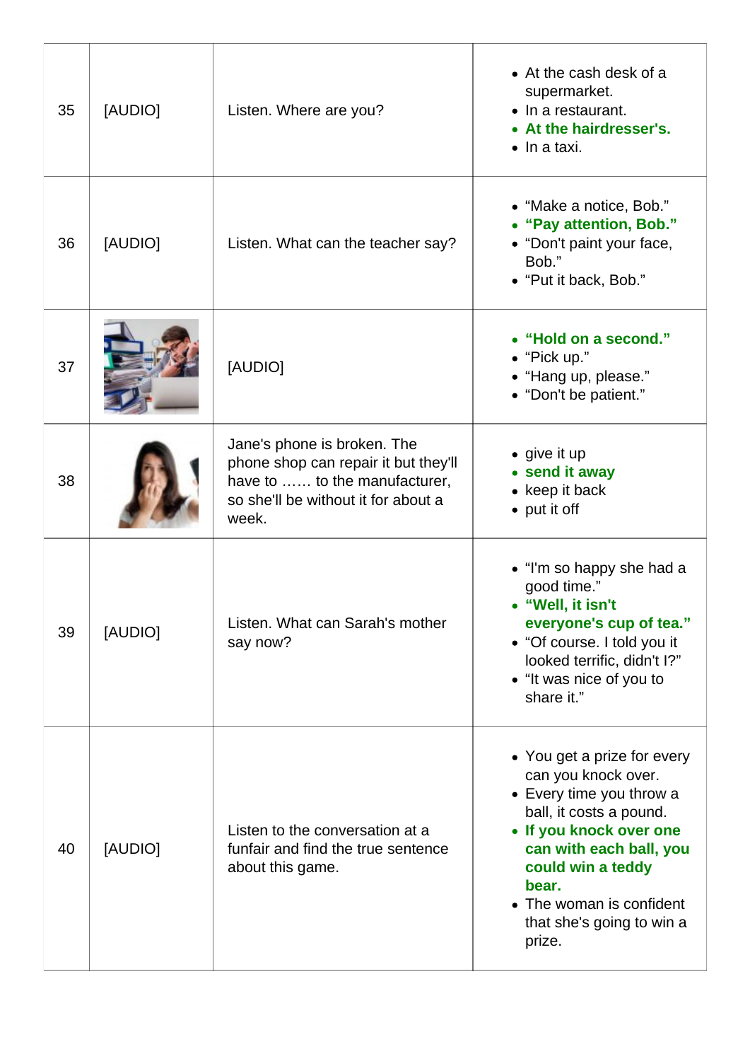| | | | |
|---|---|---|---|
| 35 | [AUDIO] | Listen. Where are you? | • At the cash desk of a supermarket.<br>• In a restaurant.<br>• **At the hairdresser's.**<br>• In a taxi. |
| 36 | [AUDIO] | Listen. What can the teacher say? | • “Make a notice, Bob.”<br>• **“Pay attention, Bob.”**<br>• “Don't paint your face, Bob.”<br>• “Put it back, Bob.” |
| 37 | | [AUDIO] | • **“Hold on a second.”**<br>• “Pick up.”<br>• “Hang up, please.”<br>• “Don't be patient.” |
| 38 | | Jane's phone is broken. The phone shop can repair it but they'll have to …… to the manufacturer, so she'll be without it for about a week. | • give it up<br>• **send it away**<br>• keep it back<br>• put it off |
| 39 | [AUDIO] | Listen. What can Sarah's mother say now? | • “I'm so happy she had a good time.”<br>• **“Well, it isn't everyone's cup of tea.”**<br>• “Of course. I told you it looked terrific, didn't I?”<br>• “It was nice of you to share it.” |
| 40 | [AUDIO] | Listen to the conversation at a funfair and find the true sentence about this game. | • You get a prize for every can you knock over.<br>• Every time you throw a ball, it costs a pound.<br>• **If you knock over one can with each ball, you could win a teddy bear.**<br>• The woman is confident that she's going to win a prize. |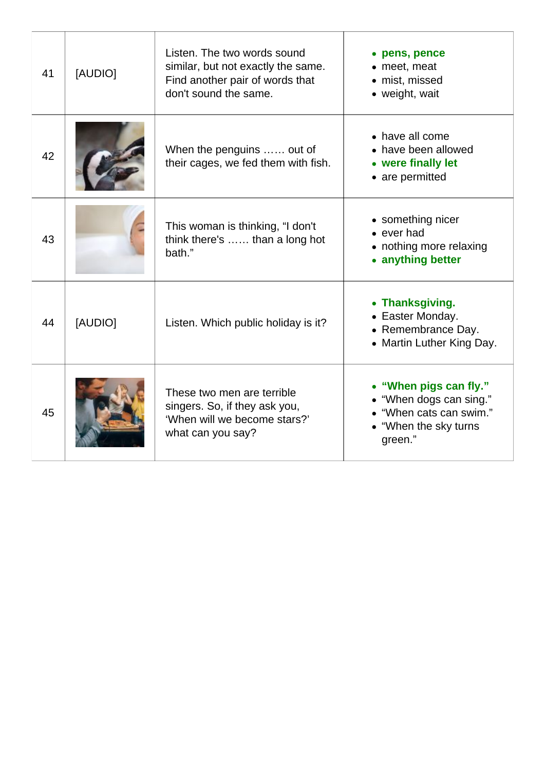| | | | |
|---|---|---|---|
| 41 | [AUDIO] | Listen. The two words sound similar, but not exactly the same. Find another pair of words that don't sound the same. | • **pens, pence**<br>• meet, meat<br>• mist, missed<br>• weight, wait |
| 42 | | When the penguins …… out of their cages, we fed them with fish. | • have all come<br>• have been allowed<br>• **were finally let**<br>• are permitted |
| 43 | | This woman is thinking, "I don't think there's …… than a long hot bath." | • something nicer<br>• ever had<br>• nothing more relaxing<br>• **anything better** |
| 44 | [AUDIO] | Listen. Which public holiday is it? | • **Thanksgiving.**<br>• Easter Monday.<br>• Remembrance Day.<br>• Martin Luther King Day. |
| 45 | | These two men are terrible singers. So, if they ask you, 'When will we become stars?' what can you say? | • **"When pigs can fly."**<br>• "When dogs can sing."<br>• "When cats can swim."<br>• "When the sky turns green." |